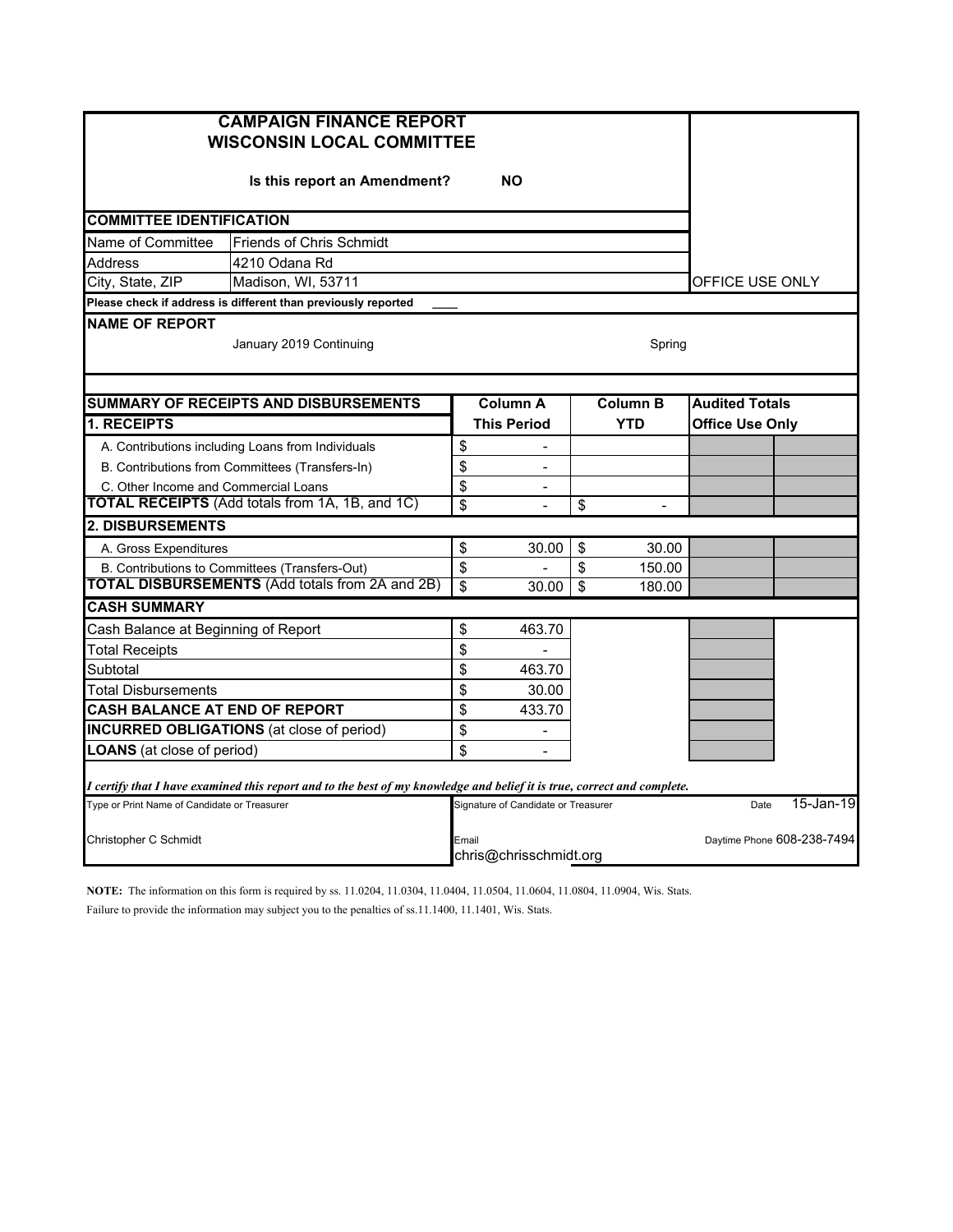# CAMPAIGN FINANCE REPORT
## WISCONSIN LOCAL COMMITTEE

**Is this report an Amendment?** **NO**

OFFICE USE ONLY

### COMMITTEE IDENTIFICATION

| | |
|---|---|
| Name of Committee | Friends of Chris Schmidt |
| Address | 4210 Odana Rd |
| City, State, ZIP | Madison, WI, 53711 |

**Please check if address is different than previously reported** ___

### NAME OF REPORT

January 2019 Continuing — Spring

| SUMMARY OF RECEIPTS AND DISBURSEMENTS | Column A This Period | Column B YTD | Audited Totals Office Use Only | |
|---|---|---|---|---|
| **1. RECEIPTS** | | | | |
| A. Contributions including Loans from Individuals | $ - | | | |
| B. Contributions from Committees (Transfers-In) | $ - | | | |
| C. Other Income and Commercial Loans | $ - | | | |
| **TOTAL RECEIPTS** (Add totals from 1A, 1B, and 1C) | $ - | $ - | | |
| **2. DISBURSEMENTS** | | | | |
| A. Gross Expenditures | $ 30.00 | $ 30.00 | | |
| B. Contributions to Committees (Transfers-Out) | $ - | $ 150.00 | | |
| **TOTAL DISBURSEMENTS** (Add totals from 2A and 2B) | $ 30.00 | $ 180.00 | | |

| CASH SUMMARY | |
|---|---|
| Cash Balance at Beginning of Report | $ 463.70 |
| Total Receipts | $ - |
| Subtotal | $ 463.70 |
| Total Disbursements | $ 30.00 |
| **CASH BALANCE AT END OF REPORT** | $ 433.70 |
| **INCURRED OBLIGATIONS** (at close of period) | $ - |
| **LOANS** (at close of period) | $ - |

*I certify that I have examined this report and to the best of my knowledge and belief it is true, correct and complete.*

| Type or Print Name of Candidate or Treasurer | Signature of Candidate or Treasurer | Date 15-Jan-19 |
|---|---|---|
| Christopher C Schmidt | Email chris@chrisschmidt.org | Daytime Phone 608-238-7494 |

**NOTE:** The information on this form is required by ss. 11.0204, 11.0304, 11.0404, 11.0504, 11.0604, 11.0804, 11.0904, Wis. Stats. Failure to provide the information may subject you to the penalties of ss.11.1400, 11.1401, Wis. Stats.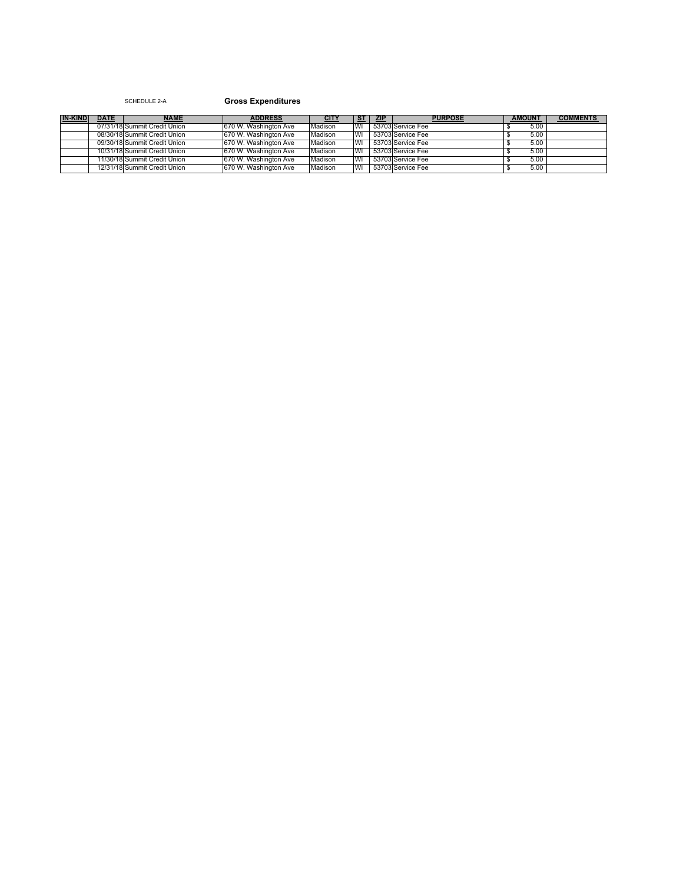SCHEDULE 2-A

## Gross Expenditures

| IN-KIND | DATE | NAME | ADDRESS | CITY | ST | ZIP | PURPOSE | AMOUNT | COMMENTS |
|---|---|---|---|---|---|---|---|---|---|
| | 07/31/18 | Summit Credit Union | 670 W. Washington Ave | Madison | WI | 53703 | Service Fee | $ 5.00 | |
| | 08/30/18 | Summit Credit Union | 670 W. Washington Ave | Madison | WI | 53703 | Service Fee | $ 5.00 | |
| | 09/30/18 | Summit Credit Union | 670 W. Washington Ave | Madison | WI | 53703 | Service Fee | $ 5.00 | |
| | 10/31/18 | Summit Credit Union | 670 W. Washington Ave | Madison | WI | 53703 | Service Fee | $ 5.00 | |
| | 11/30/18 | Summit Credit Union | 670 W. Washington Ave | Madison | WI | 53703 | Service Fee | $ 5.00 | |
| | 12/31/18 | Summit Credit Union | 670 W. Washington Ave | Madison | WI | 53703 | Service Fee | $ 5.00 | |